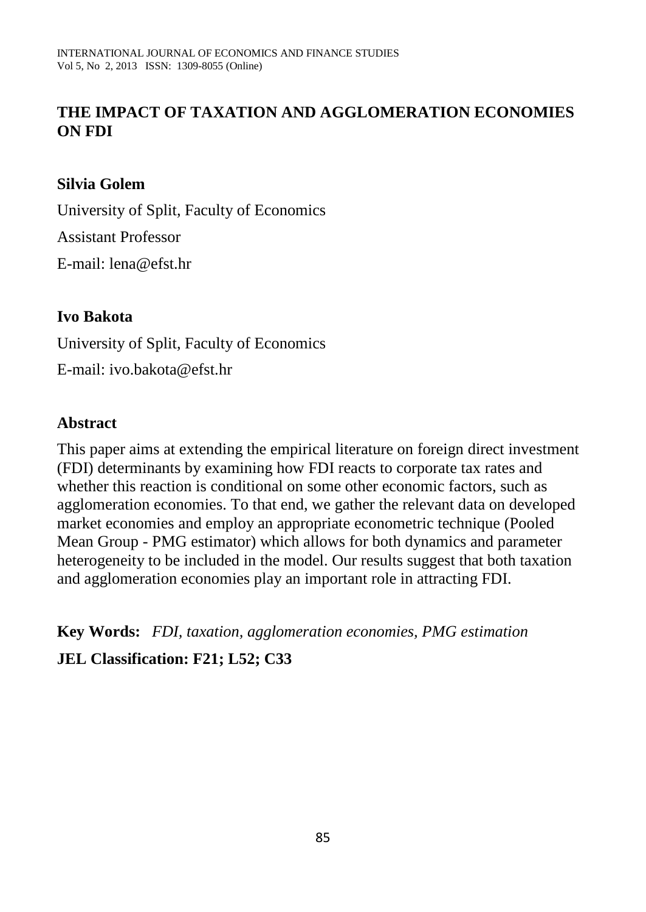# THE IMPACT OF TAXATION AND AGGLOMERATION ECONOMIES ON FDI

**Silvia Golem**

University of Split, Faculty of Economics

Assistant Professor

E-mail: lena@efst.hr

**Ivo Bakota**

University of Split, Faculty of Economics

E-mail: ivo.bakota@efst.hr

## Abstract

This paper aims at extending the empirical literature on foreign direct investment (FDI) determinants by examining how FDI reacts to corporate tax rates and whether this reaction is conditional on some other economic factors, such as agglomeration economies. To that end, we gather the relevant data on developed market economies and employ an appropriate econometric technique (Pooled Mean Group - PMG estimator) which allows for both dynamics and parameter heterogeneity to be included in the model. Our results suggest that both taxation and agglomeration economies play an important role in attracting FDI.

**Key Words:** *FDI, taxation, agglomeration economies, PMG estimation*

**JEL Classification: F21; L52; C33**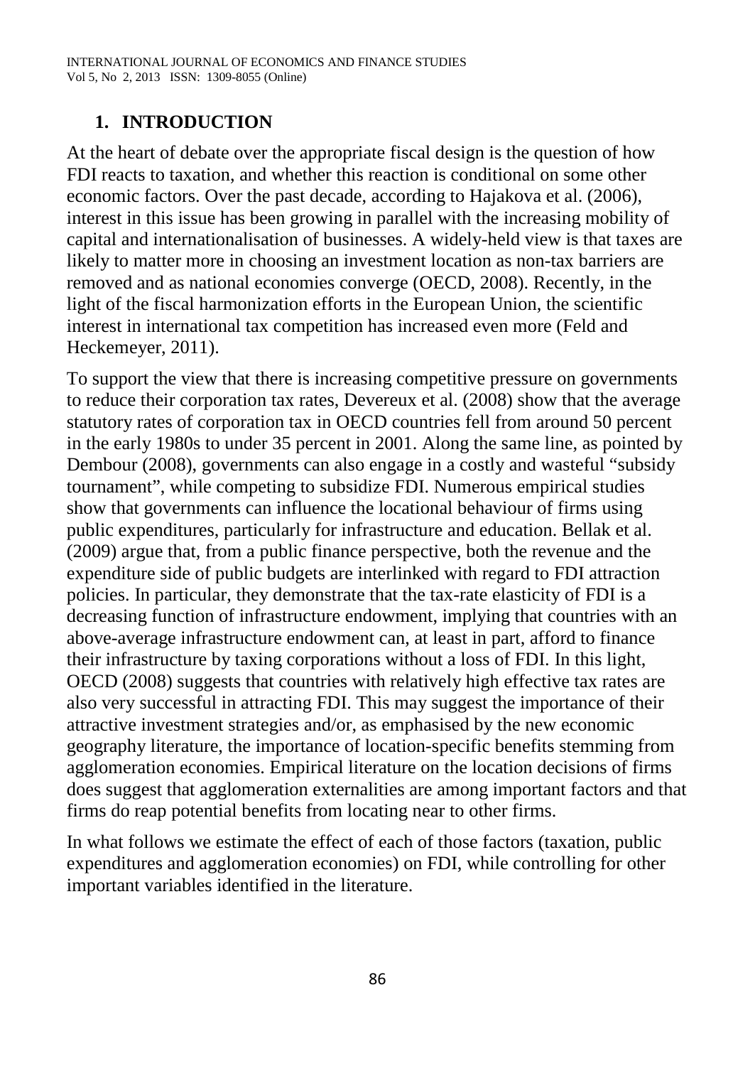## 1. INTRODUCTION

At the heart of debate over the appropriate fiscal design is the question of how FDI reacts to taxation, and whether this reaction is conditional on some other economic factors. Over the past decade, according to Hajakova et al. (2006), interest in this issue has been growing in parallel with the increasing mobility of capital and internationalisation of businesses. A widely-held view is that taxes are likely to matter more in choosing an investment location as non-tax barriers are removed and as national economies converge (OECD, 2008). Recently, in the light of the fiscal harmonization efforts in the European Union, the scientific interest in international tax competition has increased even more (Feld and Heckemeyer, 2011).

To support the view that there is increasing competitive pressure on governments to reduce their corporation tax rates, Devereux et al. (2008) show that the average statutory rates of corporation tax in OECD countries fell from around 50 percent in the early 1980s to under 35 percent in 2001. Along the same line, as pointed by Dembour (2008), governments can also engage in a costly and wasteful "subsidy tournament", while competing to subsidize FDI. Numerous empirical studies show that governments can influence the locational behaviour of firms using public expenditures, particularly for infrastructure and education. Bellak et al. (2009) argue that, from a public finance perspective, both the revenue and the expenditure side of public budgets are interlinked with regard to FDI attraction policies. In particular, they demonstrate that the tax-rate elasticity of FDI is a decreasing function of infrastructure endowment, implying that countries with an above-average infrastructure endowment can, at least in part, afford to finance their infrastructure by taxing corporations without a loss of FDI. In this light, OECD (2008) suggests that countries with relatively high effective tax rates are also very successful in attracting FDI. This may suggest the importance of their attractive investment strategies and/or, as emphasised by the new economic geography literature, the importance of location-specific benefits stemming from agglomeration economies. Empirical literature on the location decisions of firms does suggest that agglomeration externalities are among important factors and that firms do reap potential benefits from locating near to other firms.

In what follows we estimate the effect of each of those factors (taxation, public expenditures and agglomeration economies) on FDI, while controlling for other important variables identified in the literature.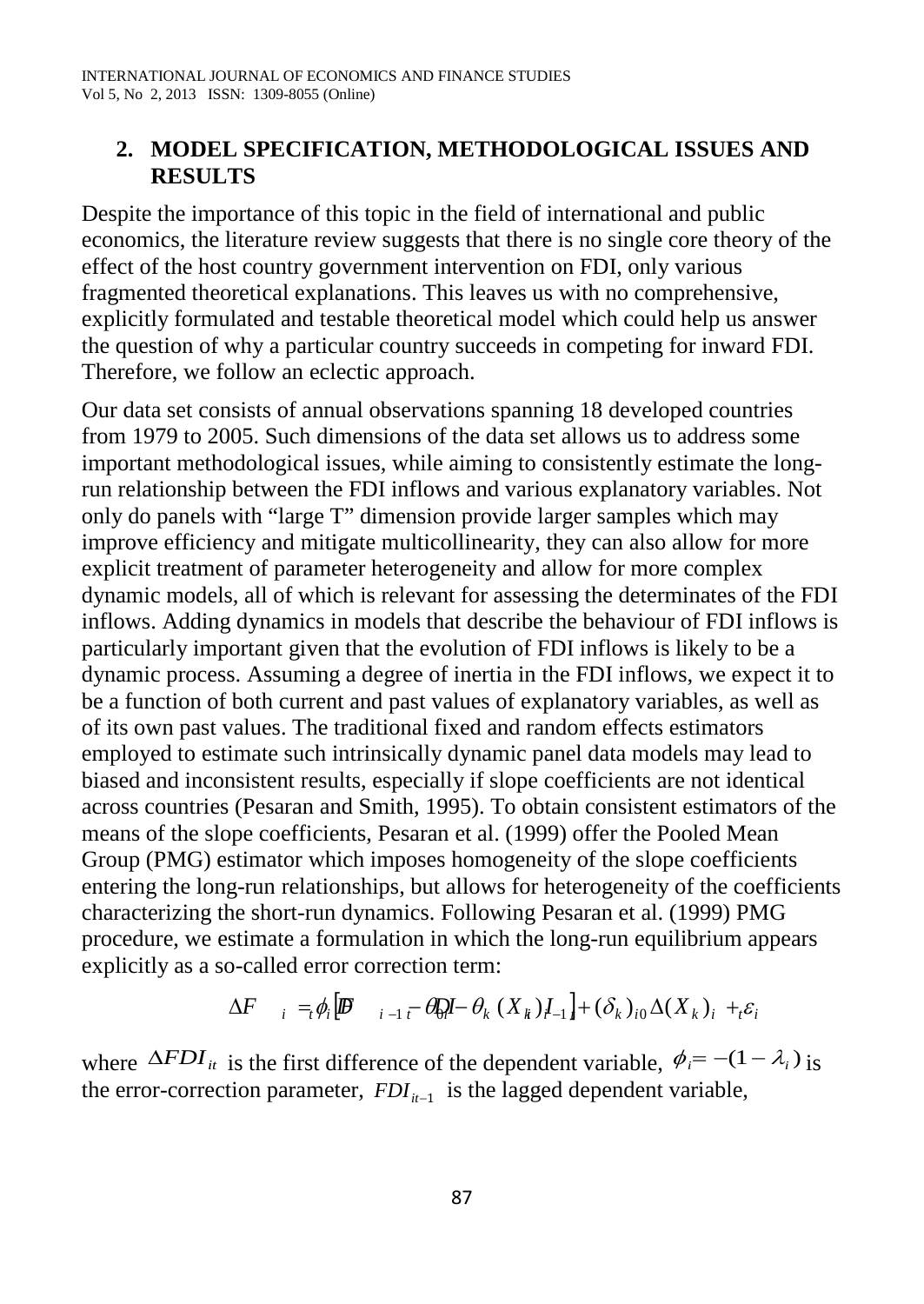## 2. MODEL SPECIFICATION, METHODOLOGICAL ISSUES AND RESULTS

Despite the importance of this topic in the field of international and public economics, the literature review suggests that there is no single core theory of the effect of the host country government intervention on FDI, only various fragmented theoretical explanations. This leaves us with no comprehensive, explicitly formulated and testable theoretical model which could help us answer the question of why a particular country succeeds in competing for inward FDI. Therefore, we follow an eclectic approach.

Our data set consists of annual observations spanning 18 developed countries from 1979 to 2005. Such dimensions of the data set allows us to address some important methodological issues, while aiming to consistently estimate the long-run relationship between the FDI inflows and various explanatory variables. Not only do panels with "large T" dimension provide larger samples which may improve efficiency and mitigate multicollinearity, they can also allow for more explicit treatment of parameter heterogeneity and allow for more complex dynamic models, all of which is relevant for assessing the determinates of the FDI inflows. Adding dynamics in models that describe the behaviour of FDI inflows is particularly important given that the evolution of FDI inflows is likely to be a dynamic process. Assuming a degree of inertia in the FDI inflows, we expect it to be a function of both current and past values of explanatory variables, as well as of its own past values. The traditional fixed and random effects estimators employed to estimate such intrinsically dynamic panel data models may lead to biased and inconsistent results, especially if slope coefficients are not identical across countries (Pesaran and Smith, 1995). To obtain consistent estimators of the means of the slope coefficients, Pesaran et al. (1999) offer the Pooled Mean Group (PMG) estimator which imposes homogeneity of the slope coefficients entering the long-run relationships, but allows for heterogeneity of the coefficients characterizing the short-run dynamics. Following Pesaran et al. (1999) PMG procedure, we estimate a formulation in which the long-run equilibrium appears explicitly as a so-called error correction term:

$$\Delta FDI_{it} = \phi_i \left[ FDI_{it-1} - \theta_{0i} - \theta_k (X_k)_{it-1} \right] + (\delta_k)_{i0} \Delta (X_k)_{it} + \varepsilon_{it}$$

where $\Delta FDI_{it}$ is the first difference of the dependent variable, $\phi_i = -(1-\lambda_i)$ is the error-correction parameter, $FDI_{it-1}$ is the lagged dependent variable,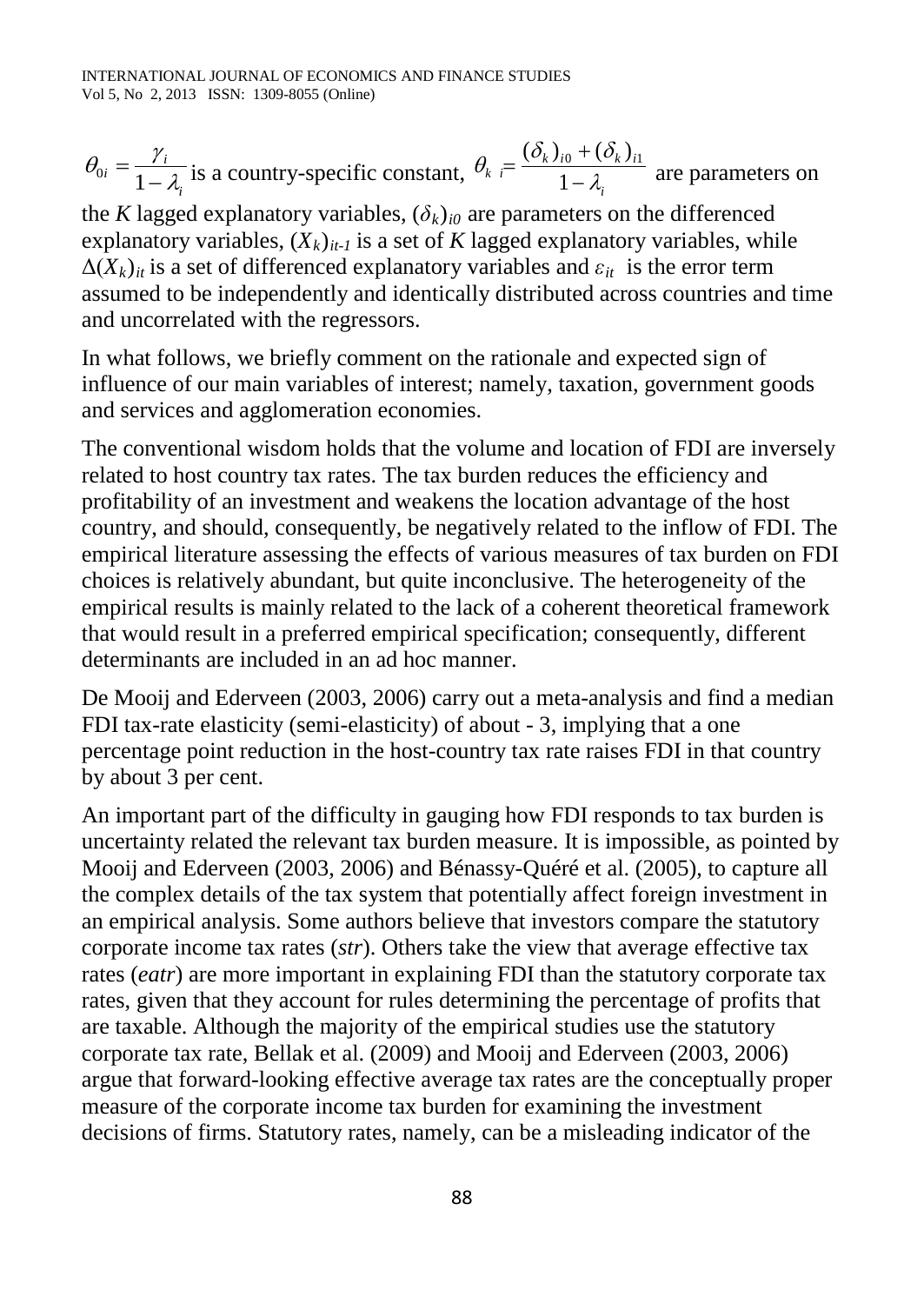$\theta_{0i} = \frac{\gamma_i}{1-\lambda_i}$ is a country-specific constant, $\theta_{k\ i} = \frac{(\delta_k)_{i0} + (\delta_k)_{i1}}{1-\lambda_i}$ are parameters on the *K* lagged explanatory variables, $(\delta_k)_{i0}$ are parameters on the differenced explanatory variables, $(X_k)_{it-1}$ is a set of *K* lagged explanatory variables, while $\Delta(X_k)_{it}$ is a set of differenced explanatory variables and $\varepsilon_{it}$ is the error term assumed to be independently and identically distributed across countries and time and uncorrelated with the regressors.

In what follows, we briefly comment on the rationale and expected sign of influence of our main variables of interest; namely, taxation, government goods and services and agglomeration economies.

The conventional wisdom holds that the volume and location of FDI are inversely related to host country tax rates. The tax burden reduces the efficiency and profitability of an investment and weakens the location advantage of the host country, and should, consequently, be negatively related to the inflow of FDI. The empirical literature assessing the effects of various measures of tax burden on FDI choices is relatively abundant, but quite inconclusive. The heterogeneity of the empirical results is mainly related to the lack of a coherent theoretical framework that would result in a preferred empirical specification; consequently, different determinants are included in an ad hoc manner.

De Mooij and Ederveen (2003, 2006) carry out a meta-analysis and find a median FDI tax-rate elasticity (semi-elasticity) of about - 3, implying that a one percentage point reduction in the host-country tax rate raises FDI in that country by about 3 per cent.

An important part of the difficulty in gauging how FDI responds to tax burden is uncertainty related the relevant tax burden measure. It is impossible, as pointed by Mooij and Ederveen (2003, 2006) and Bénassy-Quéré et al. (2005), to capture all the complex details of the tax system that potentially affect foreign investment in an empirical analysis. Some authors believe that investors compare the statutory corporate income tax rates (*str*). Others take the view that average effective tax rates (*eatr*) are more important in explaining FDI than the statutory corporate tax rates, given that they account for rules determining the percentage of profits that are taxable. Although the majority of the empirical studies use the statutory corporate tax rate, Bellak et al. (2009) and Mooij and Ederveen (2003, 2006) argue that forward-looking effective average tax rates are the conceptually proper measure of the corporate income tax burden for examining the investment decisions of firms. Statutory rates, namely, can be a misleading indicator of the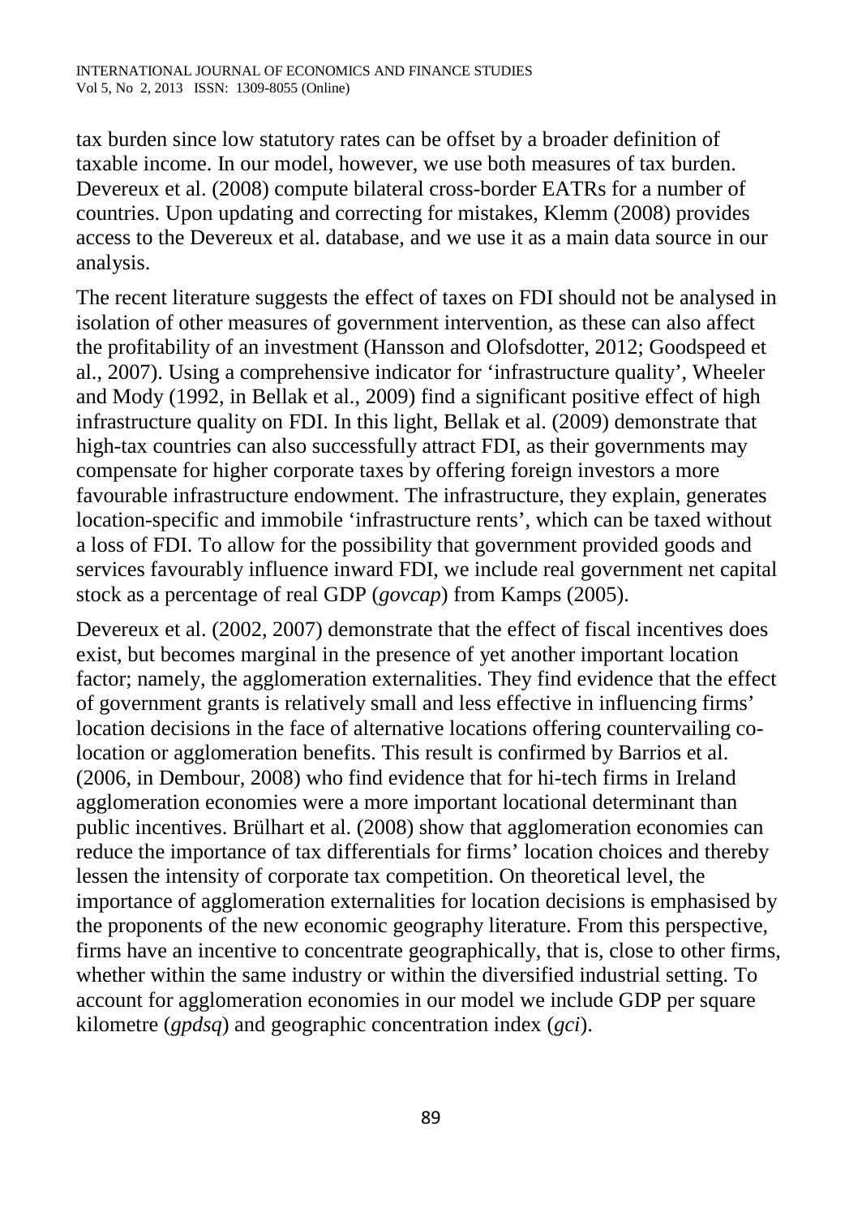tax burden since low statutory rates can be offset by a broader definition of taxable income. In our model, however, we use both measures of tax burden. Devereux et al. (2008) compute bilateral cross-border EATRs for a number of countries. Upon updating and correcting for mistakes, Klemm (2008) provides access to the Devereux et al. database, and we use it as a main data source in our analysis.

The recent literature suggests the effect of taxes on FDI should not be analysed in isolation of other measures of government intervention, as these can also affect the profitability of an investment (Hansson and Olofsdotter, 2012; Goodspeed et al., 2007). Using a comprehensive indicator for 'infrastructure quality', Wheeler and Mody (1992, in Bellak et al., 2009) find a significant positive effect of high infrastructure quality on FDI. In this light, Bellak et al. (2009) demonstrate that high-tax countries can also successfully attract FDI, as their governments may compensate for higher corporate taxes by offering foreign investors a more favourable infrastructure endowment. The infrastructure, they explain, generates location-specific and immobile 'infrastructure rents', which can be taxed without a loss of FDI. To allow for the possibility that government provided goods and services favourably influence inward FDI, we include real government net capital stock as a percentage of real GDP (*govcap*) from Kamps (2005).

Devereux et al. (2002, 2007) demonstrate that the effect of fiscal incentives does exist, but becomes marginal in the presence of yet another important location factor; namely, the agglomeration externalities. They find evidence that the effect of government grants is relatively small and less effective in influencing firms' location decisions in the face of alternative locations offering countervailing co-location or agglomeration benefits. This result is confirmed by Barrios et al. (2006, in Dembour, 2008) who find evidence that for hi-tech firms in Ireland agglomeration economies were a more important locational determinant than public incentives. Brülhart et al. (2008) show that agglomeration economies can reduce the importance of tax differentials for firms' location choices and thereby lessen the intensity of corporate tax competition. On theoretical level, the importance of agglomeration externalities for location decisions is emphasised by the proponents of the new economic geography literature. From this perspective, firms have an incentive to concentrate geographically, that is, close to other firms, whether within the same industry or within the diversified industrial setting. To account for agglomeration economies in our model we include GDP per square kilometre (*gpdsq*) and geographic concentration index (*gci*).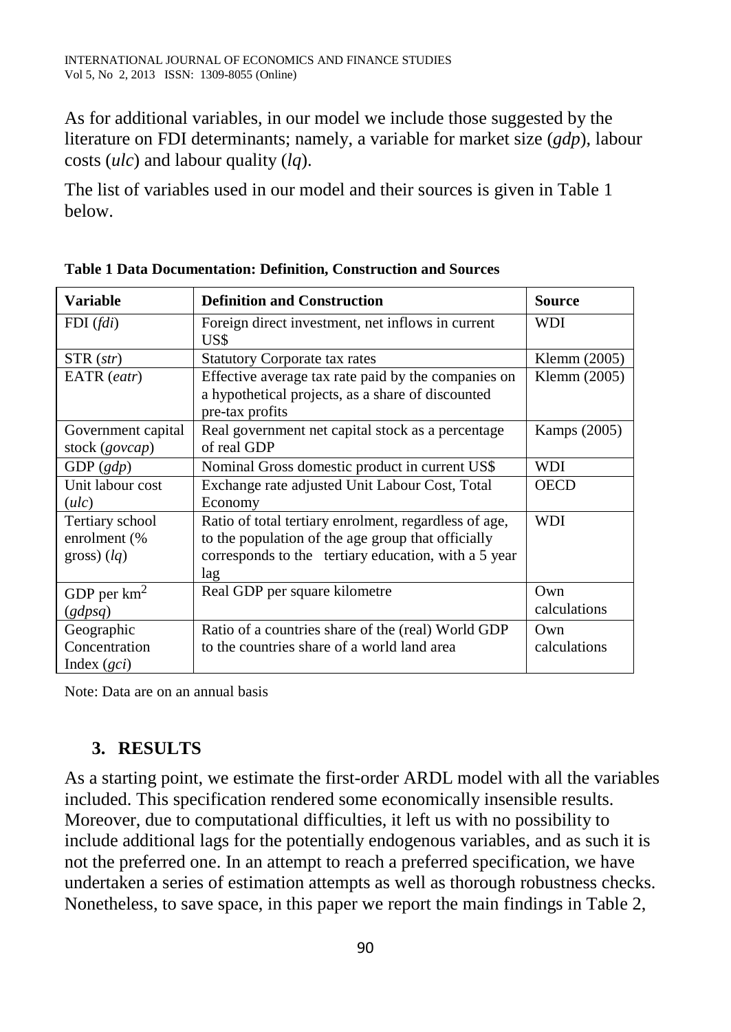As for additional variables, in our model we include those suggested by the literature on FDI determinants; namely, a variable for market size (*gdp*), labour costs (*ulc*) and labour quality (*lq*).

The list of variables used in our model and their sources is given in Table 1 below.

**Table 1 Data Documentation: Definition, Construction and Sources**

| **Variable** | **Definition and Construction** | **Source** |
|---|---|---|
| FDI (*fdi*) | Foreign direct investment, net inflows in current US$ | WDI |
| STR (*str*) | Statutory Corporate tax rates | Klemm (2005) |
| EATR (*eatr*) | Effective average tax rate paid by the companies on a hypothetical projects, as a share of discounted pre-tax profits | Klemm (2005) |
| Government capital stock (*govcap*) | Real government net capital stock as a percentage of real GDP | Kamps (2005) |
| GDP (*gdp*) | Nominal Gross domestic product in current US$ | WDI |
| Unit labour cost (*ulc*) | Exchange rate adjusted Unit Labour Cost, Total Economy | OECD |
| Tertiary school enrolment (% gross) (*lq*) | Ratio of total tertiary enrolment, regardless of age, to the population of the age group that officially corresponds to the tertiary education, with a 5 year lag | WDI |
| GDP per $km^2$ (*gdpsq*) | Real GDP per square kilometre | Own calculations |
| Geographic Concentration Index (*gci*) | Ratio of a countries share of the (real) World GDP to the countries share of a world land area | Own calculations |

Note: Data are on an annual basis

## 3. RESULTS

As a starting point, we estimate the first-order ARDL model with all the variables included. This specification rendered some economically insensible results. Moreover, due to computational difficulties, it left us with no possibility to include additional lags for the potentially endogenous variables, and as such it is not the preferred one. In an attempt to reach a preferred specification, we have undertaken a series of estimation attempts as well as thorough robustness checks. Nonetheless, to save space, in this paper we report the main findings in Table 2,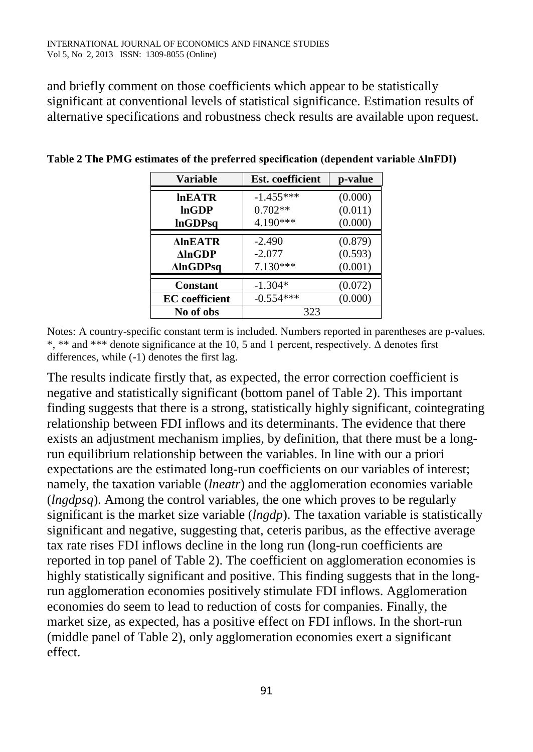and briefly comment on those coefficients which appear to be statistically significant at conventional levels of statistical significance. Estimation results of alternative specifications and robustness check results are available upon request.

**Table 2 The PMG estimates of the preferred specification (dependent variable ΔlnFDI)**

| Variable | Est. coefficient | p-value |
|---|---|---|
| **lnEATR** | -1.455*** | (0.000) |
| **lnGDP** | 0.702** | (0.011) |
| **lnGDPsq** | 4.190*** | (0.000) |
| **ΔlnEATR** | -2.490 | (0.879) |
| **ΔlnGDP** | -2.077 | (0.593) |
| **ΔlnGDPsq** | 7.130*** | (0.001) |
| **Constant** | -1.304* | (0.072) |
| **EC coefficient** | -0.554*** | (0.000) |
| **No of obs** | 323 | |

Notes: A country-specific constant term is included. Numbers reported in parentheses are p-values. *, ** and *** denote significance at the 10, 5 and 1 percent, respectively. Δ denotes first differences, while (-1) denotes the first lag.

The results indicate firstly that, as expected, the error correction coefficient is negative and statistically significant (bottom panel of Table 2). This important finding suggests that there is a strong, statistically highly significant, cointegrating relationship between FDI inflows and its determinants. The evidence that there exists an adjustment mechanism implies, by definition, that there must be a long-run equilibrium relationship between the variables. In line with our a priori expectations are the estimated long-run coefficients on our variables of interest; namely, the taxation variable (*lneatr*) and the agglomeration economies variable (*lngdpsq*). Among the control variables, the one which proves to be regularly significant is the market size variable (*lngdp*). The taxation variable is statistically significant and negative, suggesting that, ceteris paribus, as the effective average tax rate rises FDI inflows decline in the long run (long-run coefficients are reported in top panel of Table 2). The coefficient on agglomeration economies is highly statistically significant and positive. This finding suggests that in the long-run agglomeration economies positively stimulate FDI inflows. Agglomeration economies do seem to lead to reduction of costs for companies. Finally, the market size, as expected, has a positive effect on FDI inflows. In the short-run (middle panel of Table 2), only agglomeration economies exert a significant effect.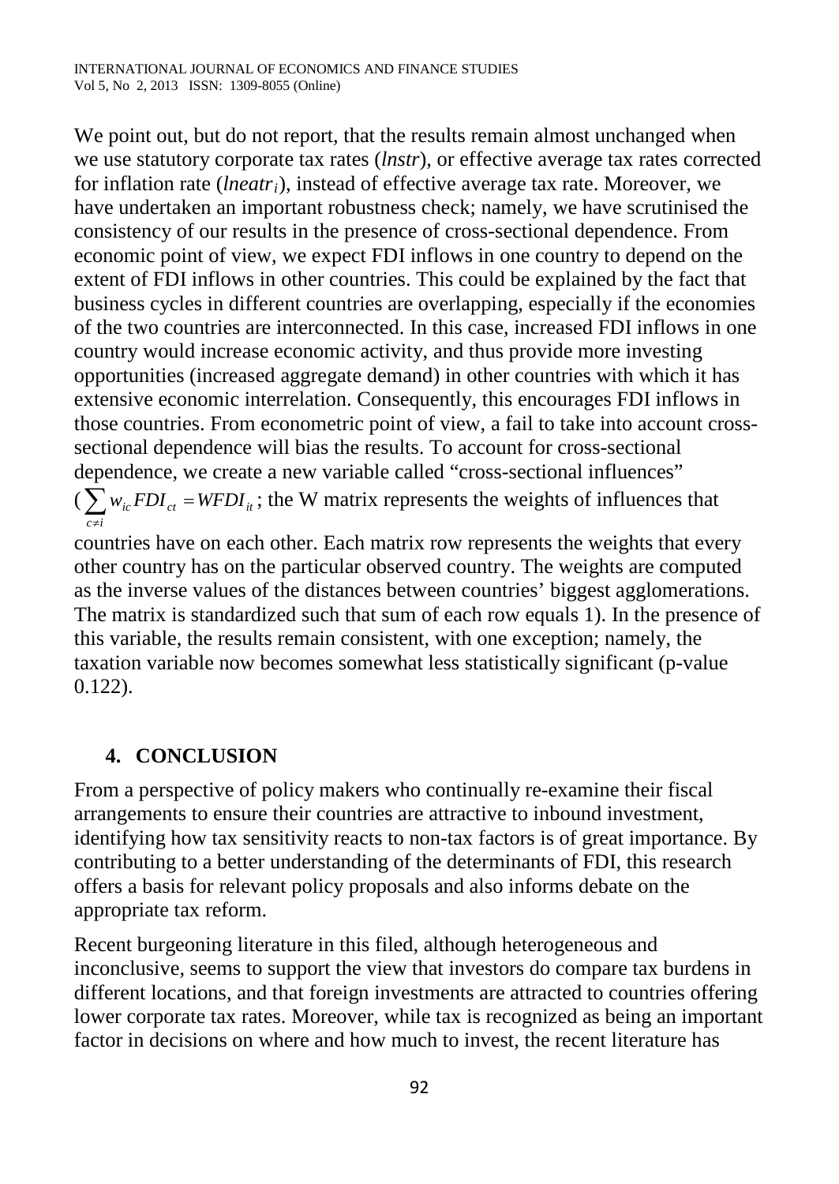We point out, but do not report, that the results remain almost unchanged when we use statutory corporate tax rates (*lnstr*), or effective average tax rates corrected for inflation rate ($lneatr_i$), instead of effective average tax rate. Moreover, we have undertaken an important robustness check; namely, we have scrutinised the consistency of our results in the presence of cross-sectional dependence. From economic point of view, we expect FDI inflows in one country to depend on the extent of FDI inflows in other countries. This could be explained by the fact that business cycles in different countries are overlapping, especially if the economies of the two countries are interconnected. In this case, increased FDI inflows in one country would increase economic activity, and thus provide more investing opportunities (increased aggregate demand) in other countries with which it has extensive economic interrelation. Consequently, this encourages FDI inflows in those countries. From econometric point of view, a fail to take into account cross-sectional dependence will bias the results. To account for cross-sectional dependence, we create a new variable called "cross-sectional influences" ($\sum_{c \neq i} w_{ic} FDI_{ct} = WFDI_{it}$; the W matrix represents the weights of influences that countries have on each other. Each matrix row represents the weights that every other country has on the particular observed country. The weights are computed as the inverse values of the distances between countries' biggest agglomerations. The matrix is standardized such that sum of each row equals 1). In the presence of this variable, the results remain consistent, with one exception; namely, the taxation variable now becomes somewhat less statistically significant (p-value 0.122).

## 4. CONCLUSION

From a perspective of policy makers who continually re-examine their fiscal arrangements to ensure their countries are attractive to inbound investment, identifying how tax sensitivity reacts to non-tax factors is of great importance. By contributing to a better understanding of the determinants of FDI, this research offers a basis for relevant policy proposals and also informs debate on the appropriate tax reform.

Recent burgeoning literature in this filed, although heterogeneous and inconclusive, seems to support the view that investors do compare tax burdens in different locations, and that foreign investments are attracted to countries offering lower corporate tax rates. Moreover, while tax is recognized as being an important factor in decisions on where and how much to invest, the recent literature has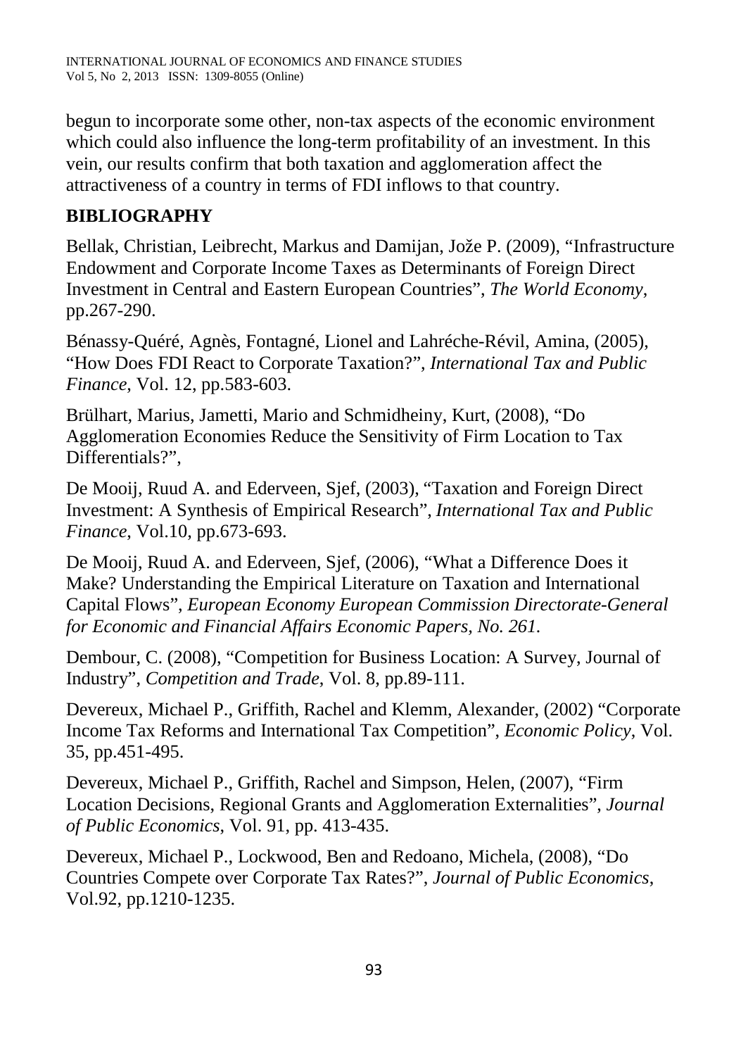begun to incorporate some other, non-tax aspects of the economic environment which could also influence the long-term profitability of an investment. In this vein, our results confirm that both taxation and agglomeration affect the attractiveness of a country in terms of FDI inflows to that country.

## BIBLIOGRAPHY

Bellak, Christian, Leibrecht, Markus and Damijan, Jože P. (2009), "Infrastructure Endowment and Corporate Income Taxes as Determinants of Foreign Direct Investment in Central and Eastern European Countries", *The World Economy*, pp.267-290.

Bénassy-Quéré, Agnès, Fontagné, Lionel and Lahréche-Révil, Amina, (2005), "How Does FDI React to Corporate Taxation?", *International Tax and Public Finance*, Vol. 12, pp.583-603.

Brülhart, Marius, Jametti, Mario and Schmidheiny, Kurt, (2008), "Do Agglomeration Economies Reduce the Sensitivity of Firm Location to Tax Differentials?",

De Mooij, Ruud A. and Ederveen, Sjef, (2003), "Taxation and Foreign Direct Investment: A Synthesis of Empirical Research", *International Tax and Public Finance*, Vol.10, pp.673-693.

De Mooij, Ruud A. and Ederveen, Sjef, (2006), "What a Difference Does it Make? Understanding the Empirical Literature on Taxation and International Capital Flows", *European Economy European Commission Directorate-General for Economic and Financial Affairs Economic Papers, No. 261.*

Dembour, C. (2008), "Competition for Business Location: A Survey, Journal of Industry", *Competition and Trade*, Vol. 8, pp.89-111.

Devereux, Michael P., Griffith, Rachel and Klemm, Alexander, (2002) "Corporate Income Tax Reforms and International Tax Competition", *Economic Policy*, Vol. 35, pp.451-495.

Devereux, Michael P., Griffith, Rachel and Simpson, Helen, (2007), "Firm Location Decisions, Regional Grants and Agglomeration Externalities", *Journal of Public Economics*, Vol. 91, pp. 413-435.

Devereux, Michael P., Lockwood, Ben and Redoano, Michela, (2008), "Do Countries Compete over Corporate Tax Rates?", *Journal of Public Economics*, Vol.92, pp.1210-1235.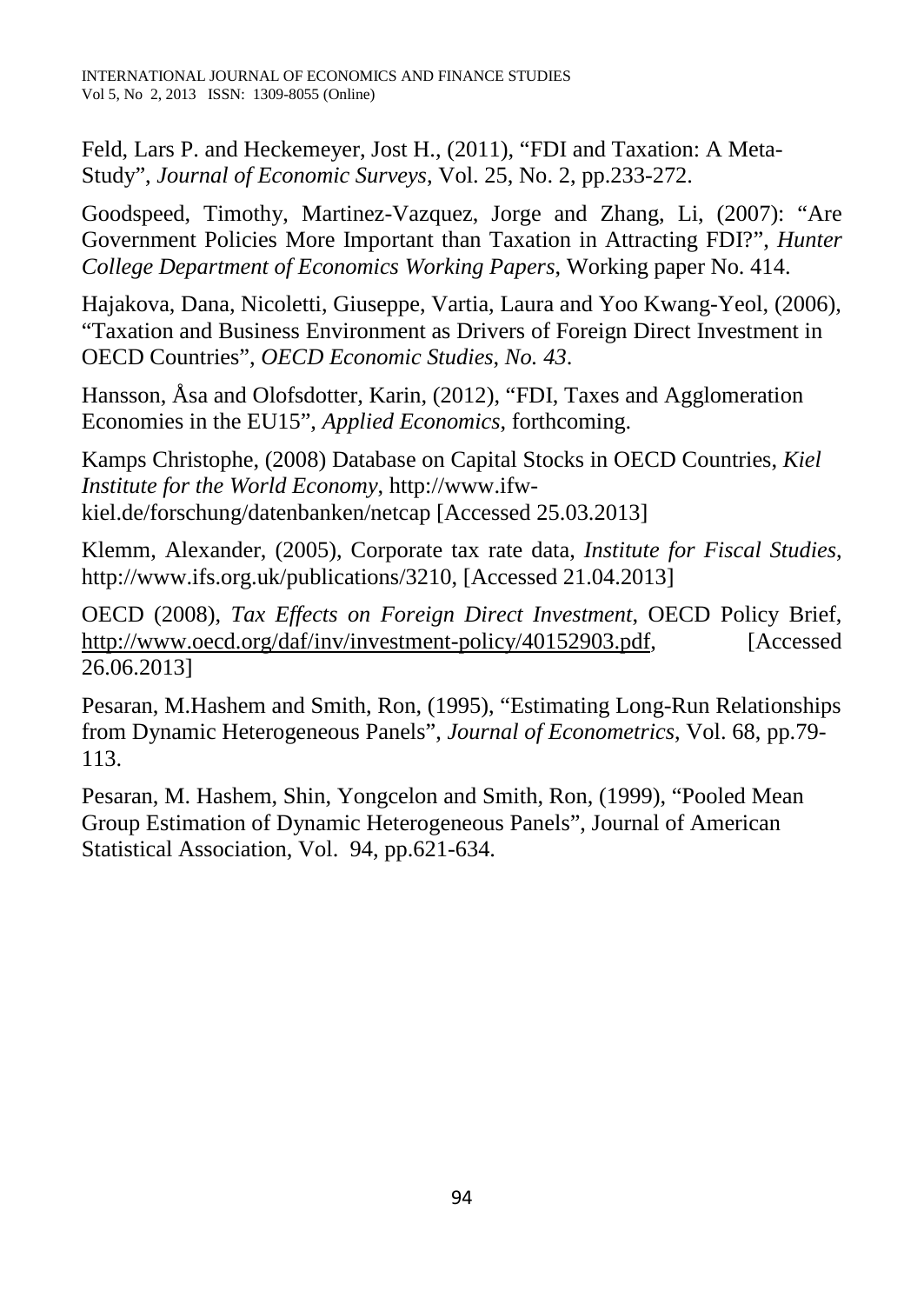Feld, Lars P. and Heckemeyer, Jost H., (2011), "FDI and Taxation: A Meta-Study", *Journal of Economic Surveys*, Vol. 25, No. 2, pp.233-272.

Goodspeed, Timothy, Martinez-Vazquez, Jorge and Zhang, Li, (2007): "Are Government Policies More Important than Taxation in Attracting FDI?", *Hunter College Department of Economics Working Papers*, Working paper No. 414.

Hajakova, Dana, Nicoletti, Giuseppe, Vartia, Laura and Yoo Kwang-Yeol, (2006), "Taxation and Business Environment as Drivers of Foreign Direct Investment in OECD Countries", *OECD Economic Studies, No. 43*.

Hansson, Åsa and Olofsdotter, Karin, (2012), "FDI, Taxes and Agglomeration Economies in the EU15", *Applied Economics*, forthcoming.

Kamps Christophe, (2008) Database on Capital Stocks in OECD Countries, *Kiel Institute for the World Economy*, http://www.ifw-kiel.de/forschung/datenbanken/netcap [Accessed 25.03.2013]

Klemm, Alexander, (2005), Corporate tax rate data, *Institute for Fiscal Studies*, http://www.ifs.org.uk/publications/3210, [Accessed 21.04.2013]

OECD (2008), *Tax Effects on Foreign Direct Investment*, OECD Policy Brief, http://www.oecd.org/daf/inv/investment-policy/40152903.pdf, [Accessed 26.06.2013]

Pesaran, M.Hashem and Smith, Ron, (1995), "Estimating Long-Run Relationships from Dynamic Heterogeneous Panels", *Journal of Econometrics*, Vol. 68, pp.79-113.

Pesaran, M. Hashem, Shin, Yongcelon and Smith, Ron, (1999), "Pooled Mean Group Estimation of Dynamic Heterogeneous Panels", Journal of American Statistical Association, Vol. 94, pp.621-634.